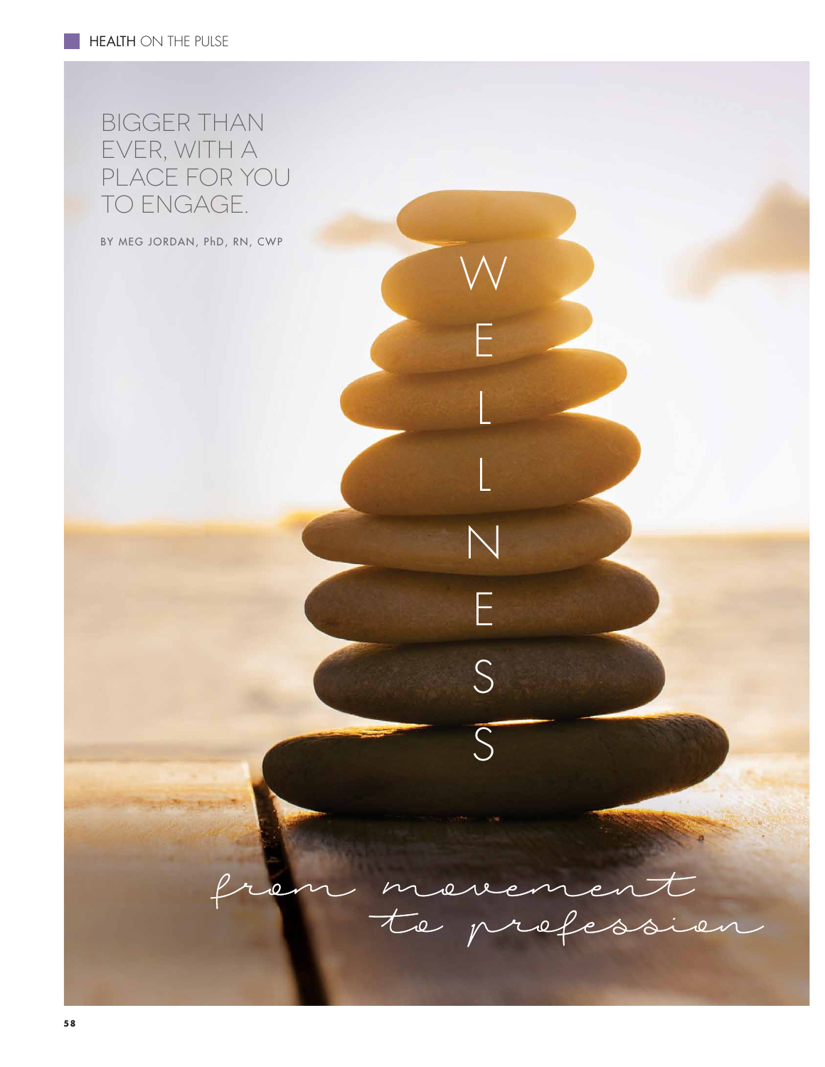# WELLNESS

## from movement to profession

BIGGER THAN EVER, WITH A PLACE FOR YOU TO ENGAGE.

BY MEG JORDAN, PhD, RN, CWP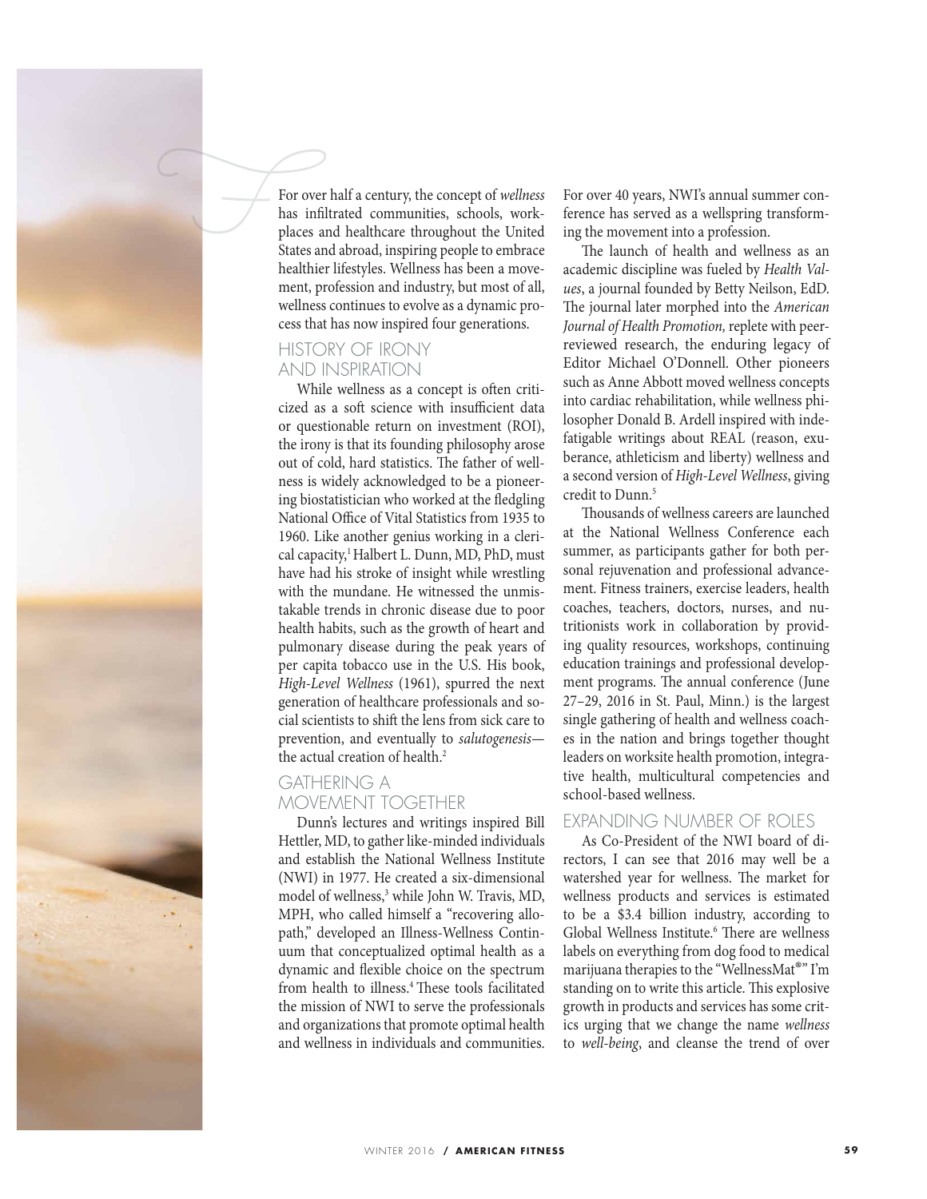For over half a century, the concept of *wellness* has infiltrated communities, schools, workplaces and healthcare throughout the United States and abroad, inspiring people to embrace healthier lifestyles. Wellness has been a movement, profession and industry, but most of all, wellness continues to evolve as a dynamic process that has now inspired four generations.

## HISTORY OF IRONY AND INSPIRATION

While wellness as a concept is often criticized as a soft science with insufficient data or questionable return on investment (ROI), the irony is that its founding philosophy arose out of cold, hard statistics. The father of wellness is widely acknowledged to be a pioneering biostatistician who worked at the fledgling National Office of Vital Statistics from 1935 to 1960. Like another genius working in a clerical capacity,[1] Halbert L. Dunn, MD, PhD, must have had his stroke of insight while wrestling with the mundane. He witnessed the unmistakable trends in chronic disease due to poor health habits, such as the growth of heart and pulmonary disease during the peak years of per capita tobacco use in the U.S. His book, *High-Level Wellness* (1961), spurred the next generation of healthcare professionals and social scientists to shift the lens from sick care to prevention, and eventually to *salutogenesis*—the actual creation of health.[2]

## GATHERING A MOVEMENT TOGETHER

Dunn's lectures and writings inspired Bill Hettler, MD, to gather like-minded individuals and establish the National Wellness Institute (NWI) in 1977. He created a six-dimensional model of wellness,[3] while John W. Travis, MD, MPH, who called himself a "recovering allopath," developed an Illness-Wellness Continuum that conceptualized optimal health as a dynamic and flexible choice on the spectrum from health to illness.[4] These tools facilitated the mission of NWI to serve the professionals and organizations that promote optimal health and wellness in individuals and communities. For over 40 years, NWI's annual summer conference has served as a wellspring transforming the movement into a profession.

The launch of health and wellness as an academic discipline was fueled by *Health Values*, a journal founded by Betty Neilson, EdD. The journal later morphed into the *American Journal of Health Promotion,* replete with peer-reviewed research, the enduring legacy of Editor Michael O'Donnell. Other pioneers such as Anne Abbott moved wellness concepts into cardiac rehabilitation, while wellness philosopher Donald B. Ardell inspired with indefatigable writings about REAL (reason, exuberance, athleticism and liberty) wellness and a second version of *High-Level Wellness*, giving credit to Dunn.[5]

Thousands of wellness careers are launched at the National Wellness Conference each summer, as participants gather for both personal rejuvenation and professional advancement. Fitness trainers, exercise leaders, health coaches, teachers, doctors, nurses, and nutritionists work in collaboration by providing quality resources, workshops, continuing education trainings and professional development programs. The annual conference (June 27–29, 2016 in St. Paul, Minn.) is the largest single gathering of health and wellness coaches in the nation and brings together thought leaders on worksite health promotion, integrative health, multicultural competencies and school-based wellness.

## EXPANDING NUMBER OF ROLES

As Co-President of the NWI board of directors, I can see that 2016 may well be a watershed year for wellness. The market for wellness products and services is estimated to be a $3.4 billion industry, according to Global Wellness Institute.[6] There are wellness labels on everything from dog food to medical marijuana therapies to the "WellnessMat®" I'm standing on to write this article. This explosive growth in products and services has some critics urging that we change the name *wellness* to *well-being*, and cleanse the trend of over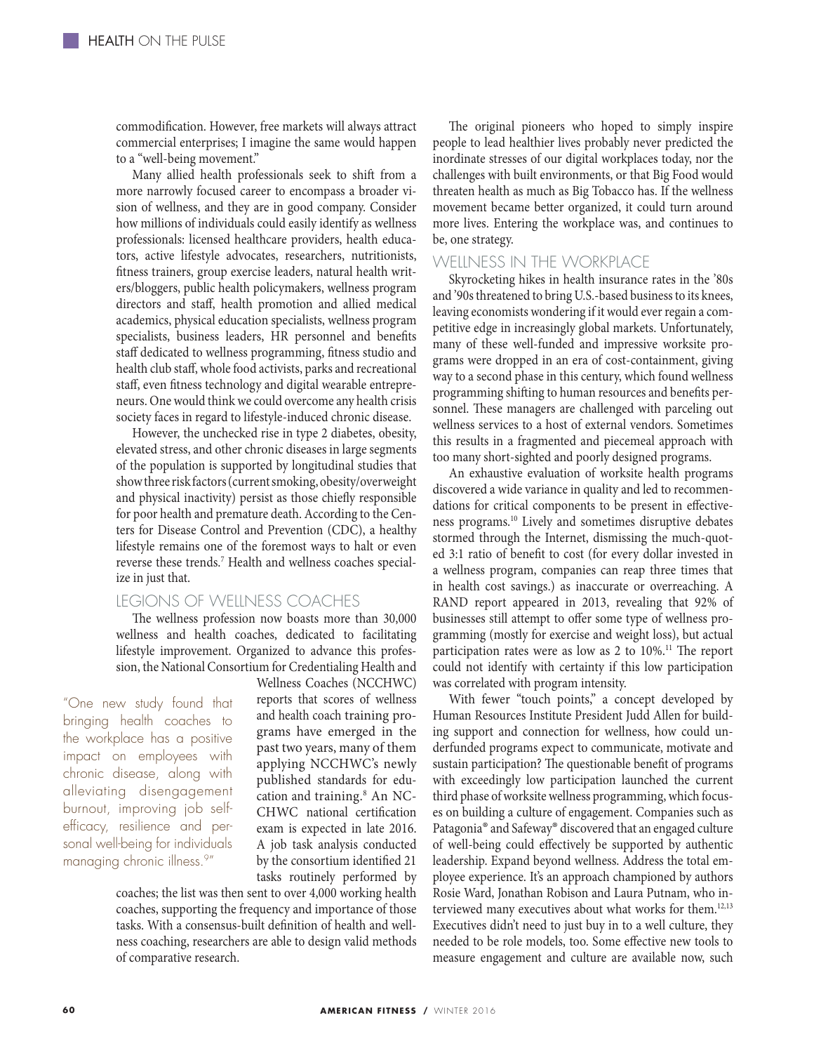commodification. However, free markets will always attract commercial enterprises; I imagine the same would happen to a "well-being movement."

Many allied health professionals seek to shift from a more narrowly focused career to encompass a broader vision of wellness, and they are in good company. Consider how millions of individuals could easily identify as wellness professionals: licensed healthcare providers, health educators, active lifestyle advocates, researchers, nutritionists, fitness trainers, group exercise leaders, natural health writers/bloggers, public health policymakers, wellness program directors and staff, health promotion and allied medical academics, physical education specialists, wellness program specialists, business leaders, HR personnel and benefits staff dedicated to wellness programming, fitness studio and health club staff, whole food activists, parks and recreational staff, even fitness technology and digital wearable entrepreneurs. One would think we could overcome any health crisis society faces in regard to lifestyle-induced chronic disease.

However, the unchecked rise in type 2 diabetes, obesity, elevated stress, and other chronic diseases in large segments of the population is supported by longitudinal studies that show three risk factors (current smoking, obesity/overweight and physical inactivity) persist as those chiefly responsible for poor health and premature death. According to the Centers for Disease Control and Prevention (CDC), a healthy lifestyle remains one of the foremost ways to halt or even reverse these trends.[7] Health and wellness coaches specialize in just that.

## LEGIONS OF WELLNESS COACHES

The wellness profession now boasts more than 30,000 wellness and health coaches, dedicated to facilitating lifestyle improvement. Organized to advance this profession, the National Consortium for Credentialing Health and Wellness Coaches (NCCHWC) reports that scores of wellness and health coach training programs have emerged in the past two years, many of them applying NCCHWC's newly published standards for education and training.[8] An NCCHWC national certification exam is expected in late 2016. A job task analysis conducted by the consortium identified 21 tasks routinely performed by coaches; the list was then sent to over 4,000 working health coaches, supporting the frequency and importance of those tasks. With a consensus-built definition of health and wellness coaching, researchers are able to design valid methods of comparative research.

> "One new study found that bringing health coaches to the workplace has a positive impact on employees with chronic disease, along with alleviating disengagement burnout, improving job self-efficacy, resilience and personal well-being for individuals managing chronic illness.[9]"

The original pioneers who hoped to simply inspire people to lead healthier lives probably never predicted the inordinate stresses of our digital workplaces today, nor the challenges with built environments, or that Big Food would threaten health as much as Big Tobacco has. If the wellness movement became better organized, it could turn around more lives. Entering the workplace was, and continues to be, one strategy.

## WELLNESS IN THE WORKPLACE

Skyrocketing hikes in health insurance rates in the '80s and '90s threatened to bring U.S.-based business to its knees, leaving economists wondering if it would ever regain a competitive edge in increasingly global markets. Unfortunately, many of these well-funded and impressive worksite programs were dropped in an era of cost-containment, giving way to a second phase in this century, which found wellness programming shifting to human resources and benefits personnel. These managers are challenged with parceling out wellness services to a host of external vendors. Sometimes this results in a fragmented and piecemeal approach with too many short-sighted and poorly designed programs.

An exhaustive evaluation of worksite health programs discovered a wide variance in quality and led to recommendations for critical components to be present in effectiveness programs.[10] Lively and sometimes disruptive debates stormed through the Internet, dismissing the much-quoted 3:1 ratio of benefit to cost (for every dollar invested in a wellness program, companies can reap three times that in health cost savings.) as inaccurate or overreaching. A RAND report appeared in 2013, revealing that 92% of businesses still attempt to offer some type of wellness programming (mostly for exercise and weight loss), but actual participation rates were as low as 2 to 10%.[11] The report could not identify with certainty if this low participation was correlated with program intensity.

With fewer "touch points," a concept developed by Human Resources Institute President Judd Allen for building support and connection for wellness, how could underfunded programs expect to communicate, motivate and sustain participation? The questionable benefit of programs with exceedingly low participation launched the current third phase of worksite wellness programming, which focuses on building a culture of engagement. Companies such as Patagonia® and Safeway® discovered that an engaged culture of well-being could effectively be supported by authentic leadership. Expand beyond wellness. Address the total employee experience. It's an approach championed by authors Rosie Ward, Jonathan Robison and Laura Putnam, who interviewed many executives about what works for them.[12,13] Executives didn't need to just buy in to a well culture, they needed to be role models, too. Some effective new tools to measure engagement and culture are available now, such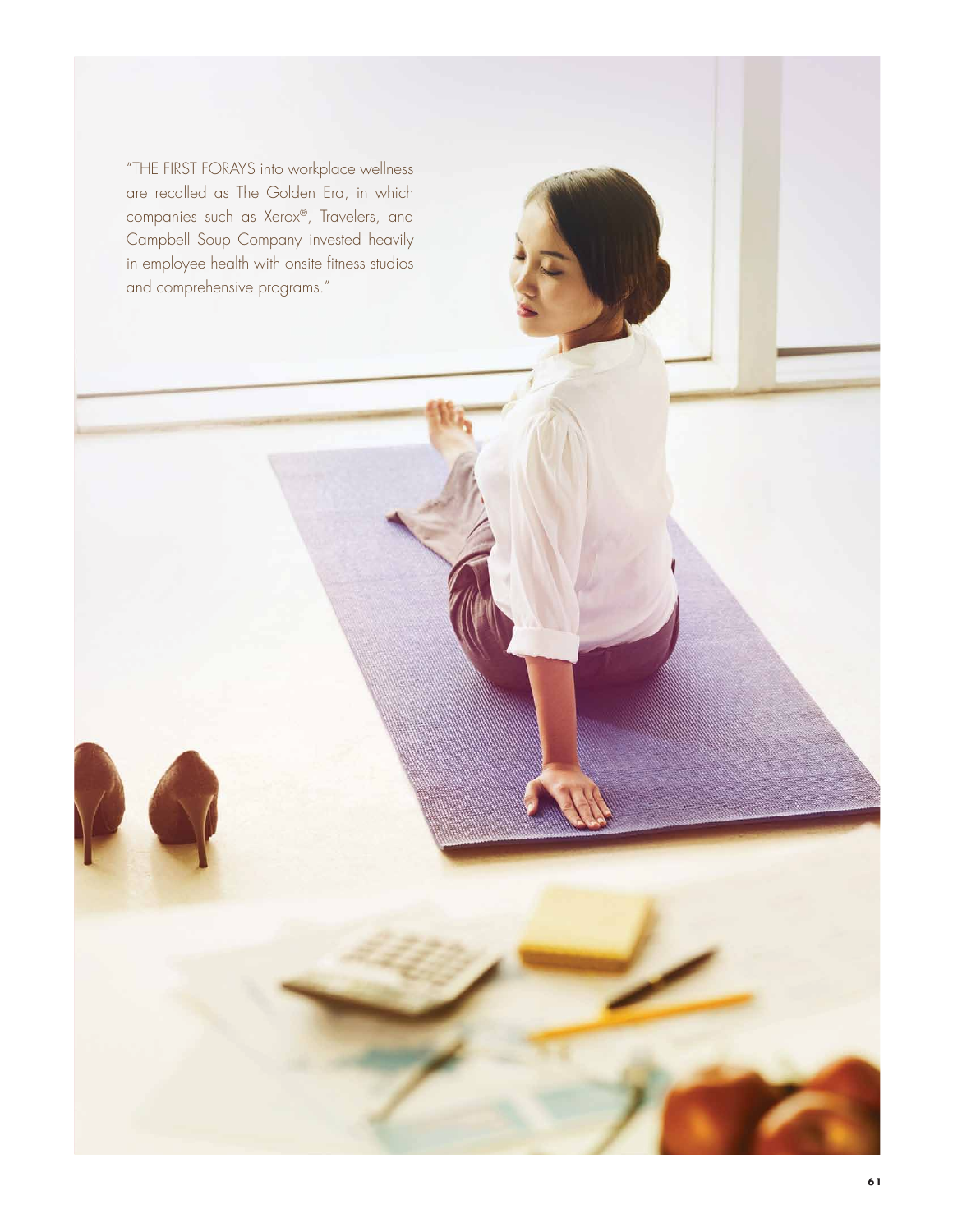"THE FIRST FORAYS into workplace wellness are recalled as The Golden Era, in which companies such as Xerox®, Travelers, and Campbell Soup Company invested heavily in employee health with onsite fitness studios and comprehensive programs."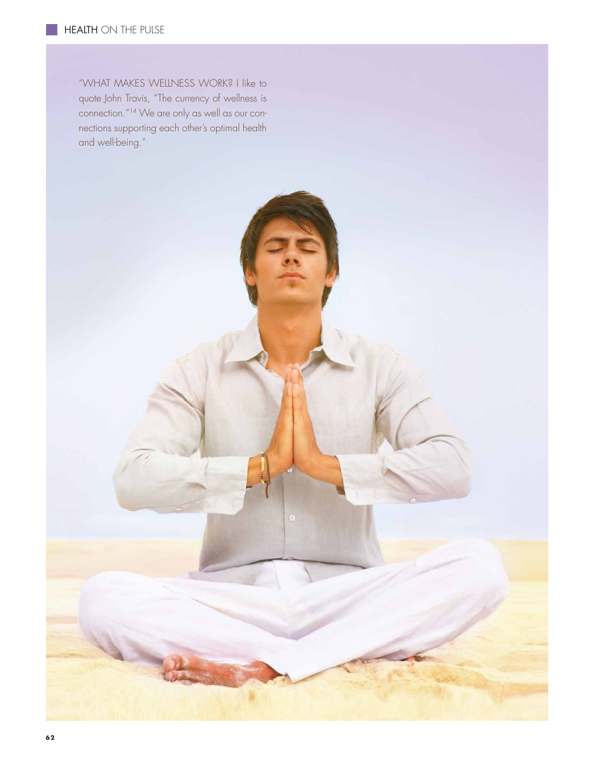"WHAT MAKES WELLNESS WORK? I like to quote John Travis, "The currency of wellness is connection."[14] We are only as well as our connections supporting each other's optimal health and well-being."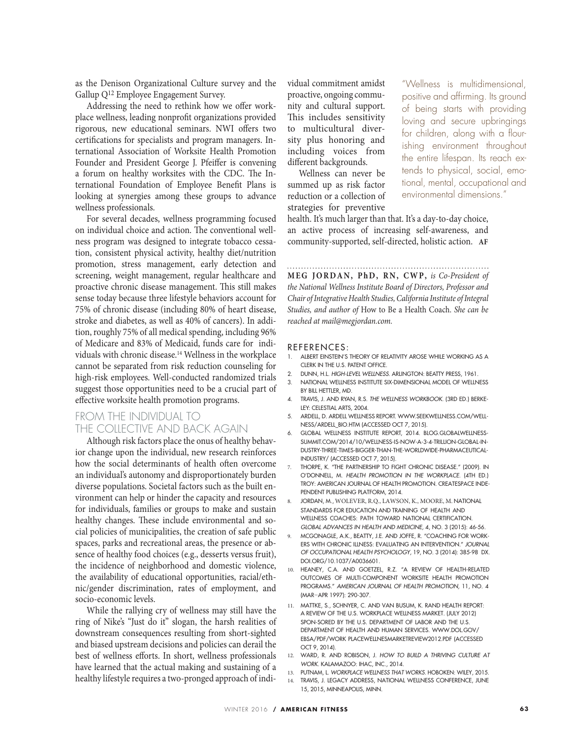as the Denison Organizational Culture survey and the Gallup Q12 Employee Engagement Survey.

Addressing the need to rethink how we offer workplace wellness, leading nonprofit organizations provided rigorous, new educational seminars. NWI offers two certifications for specialists and program managers. International Association of Worksite Health Promotion Founder and President George J. Pfeiffer is convening a forum on healthy worksites with the CDC. The International Foundation of Employee Benefit Plans is looking at synergies among these groups to advance wellness professionals.

For several decades, wellness programming focused on individual choice and action. The conventional wellness program was designed to integrate tobacco cessation, consistent physical activity, healthy diet/nutrition promotion, stress management, early detection and screening, weight management, regular healthcare and proactive chronic disease management. This still makes sense today because three lifestyle behaviors account for 75% of chronic disease (including 80% of heart disease, stroke and diabetes, as well as 40% of cancers). In addition, roughly 75% of all medical spending, including 96% of Medicare and 83% of Medicaid, funds care for individuals with chronic disease.[14] Wellness in the workplace cannot be separated from risk reduction counseling for high-risk employees. Well-conducted randomized trials suggest those opportunities need to be a crucial part of effective worksite health promotion programs.

## FROM THE INDIVIDUAL TO THE COLLECTIVE AND BACK AGAIN

Although risk factors place the onus of healthy behavior change upon the individual, new research reinforces how the social determinants of health often overcome an individual's autonomy and disproportionately burden diverse populations. Societal factors such as the built environment can help or hinder the capacity and resources for individuals, families or groups to make and sustain healthy changes. These include environmental and social policies of municipalities, the creation of safe public spaces, parks and recreational areas, the presence or absence of healthy food choices (e.g., desserts versus fruit), the incidence of neighborhood and domestic violence, the availability of educational opportunities, racial/ethnic/gender discrimination, rates of employment, and socio-economic levels.

While the rallying cry of wellness may still have the ring of Nike's "Just do it" slogan, the harsh realities of downstream consequences resulting from short-sighted and biased upstream decisions and policies can derail the best of wellness efforts. In short, wellness professionals have learned that the actual making and sustaining of a healthy lifestyle requires a two-pronged approach of individual commitment amidst proactive, ongoing community and cultural support. This includes sensitivity to multicultural diversity plus honoring and including voices from different backgrounds.

Wellness can never be summed up as risk factor reduction or a collection of strategies for preventive health. It's much larger than that. It's a day-to-day choice, an active process of increasing self-awareness, and community-supported, self-directed, holistic action. **AF**

"Wellness is multidimensional, positive and affirming. Its ground of being starts with providing loving and secure upbringings for children, along with a flourishing environment throughout the entire lifespan. Its reach extends to physical, social, emotional, mental, occupational and environmental dimensions."

---

**MEG JORDAN, PhD, RN, CWP,** *is Co-President of the National Wellness Institute Board of Directors, Professor and Chair of Integrative Health Studies, California Institute of Integral Studies, and author of* How to Be a Health Coach. *She can be reached at mail@megjordan.com.*

## REFERENCES:

1. ALBERT EINSTEIN'S THEORY OF RELATIVITY AROSE WHILE WORKING AS A CLERK IN THE U.S. PATENT OFFICE.
2. DUNN, H.L. *HIGH-LEVEL WELLNESS.* ARLINGTON: BEATTY PRESS, 1961.
3. NATIONAL WELLNESS INSTITUTE SIX-DIMENSIONAL MODEL OF WELLNESS BY BILL HETTLER, MD.
4. TRAVIS, J. AND RYAN, R.S. *THE WELLNESS WORKBOOK.* (3RD ED.) BERKELEY: CELESTIAL ARTS, 2004.
5. ARDELL, D. ARDELL WELLNESS REPORT. WWW.SEEKWELLNESS.COM/WELLNESS/ARDELL_BIO.HTM (ACCESSED OCT 7, 2015).
6. GLOBAL WELLNESS INSTITUTE REPORT, 2014. BLOG.GLOBALWELLNESSSUMMIT.COM/2014/10/WELLNESS-IS-NOW-A-3-4-TRILLION-GLOBAL-INDUSTRY-THREE-TIMES-BIGGER-THAN-THE-WORLDWIDE-PHARMACEUTICAL-INDUSTRY/ (ACCESSED OCT 7, 2015).
7. THORPE, K. "THE PARTNERSHIP TO FIGHT CHRONIC DISEASE." (2009). IN O'DONNELL, M. *HEALTH PROMOTION IN THE WORKPLACE.* (4TH ED.) TROY: AMERICAN JOURNAL OF HEALTH PROMOTION. CREATESPACE INDEPENDENT PUBLISHING PLATFORM, 2014.
8. JORDAN, M., WOLEVER, R.Q., LAWSON, K., MOORE, M. NATIONAL STANDARDS FOR EDUCATION AND TRAINING OF HEALTH AND WELLNESS COACHES: PATH TOWARD NATIONAL CERTIFICATION. *GLOBAL ADVANCES IN HEALTH AND MEDICINE,* 4, NO. 3 (2015): 46-56.
9. MCGONAGLE, A.K., BEATTY, J.E. AND JOFFE, R. "COACHING FOR WORKERS WITH CHRONIC ILLNESS: EVALUATING AN INTERVENTION." *JOURNAL OF OCCUPATIONAL HEALTH PSYCHOLOGY,* 19, NO. 3 (2014): 385-98 DX.DOI.ORG/10.1037/A0036601.
10. HEANEY, C.A. AND GOETZEL, R.Z. "A REVIEW OF HEALTH-RELATED OUTCOMES OF MULTI-COMPONENT WORKSITE HEALTH PROMOTION PROGRAMS." *AMERICAN JOURNAL OF HEALTH PROMOTION,* 11, NO. 4 (MAR–APR 1997): 290-307.
11. MATTKE, S., SCHNYER, C. AND VAN BUSUM, K. RAND HEALTH REPORT: A REVIEW OF THE U.S. WORKPLACE WELLNESS MARKET. (JULY 2012) SPON-SORED BY THE U.S. DEPARTMENT OF LABOR AND THE U.S. DEPARTMENT OF HEALTH AND HUMAN SERVICES. WWW.DOL.GOV/EBSA/PDF/WORK PLACEWELLNESSMARKETREVIEW2012.PDF (ACCESSED OCT 9, 2014).
12. WARD, R. AND ROBISON, J. *HOW TO BUILD A THRIVING CULTURE AT WORK.* KALAMAZOO: IHAC, INC., 2014.
13. PUTNAM, L. *WORKPLACE WELLNESS THAT WORKS.* HOBOKEN: WILEY, 2015.
14. TRAVIS, J. LEGACY ADDRESS, NATIONAL WELLNESS CONFERENCE, JUNE 15, 2015, MINNEAPOLIS, MINN.